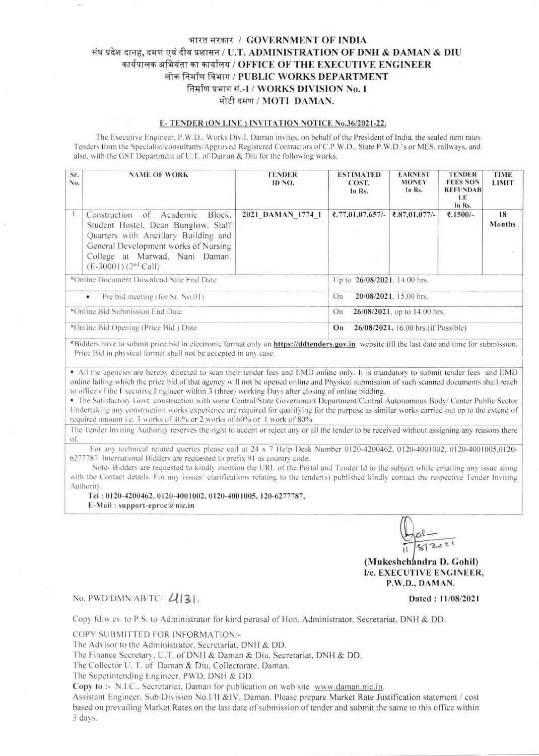# भारत सरकार / GOVERNMENT OF INDIA

## संघ प्रदेश दानह, दमण एवं दीव प्रशासन / U.T. ADMINISTRATION OF DNH & DAMAN & DIU

## कार्यपालक अभियंता का कार्यालय / OFFICE OF THE EXECUTIVE ENGINEER

## लोक निर्माण विभाग / PUBLIC WORKS DEPARTMENT

## निर्माण प्रभाग सं.-I / WORKS DIVISION No. I

## मोटी दमण / MOTI DAMAN.

**E- TENDER (ON LINE) INVITATION NOTICE No.36/2021-22.**

The Executive Engineer, P.W.D., Works Div.I, Daman invites, on behalf of the President of India, the sealed item rates Tenders from the Specialist/consultants/Approved Registered Contractors of C.P.W.D., State P.W.D.'s or MES, railways, and also, with the GST Department of U.T. of Daman & Diu for the following works.

| Sr. No. | NAME OF WORK | TENDER ID NO. | ESTIMATED COST. In Rs. | EARNEST MONEY In Rs. | TENDER FEES NON REFUNDABLE In Rs. | TIME LIMIT |
|---|---|---|---|---|---|---|
| 1. | Construction of Academic Block, Student Hostel, Dean Bunglow, Staff Quarters with Ancillary Building and General Development works of Nursing College at Marwad, Nani Daman. (E-30001) (2nd Call) | 2021_DAMAN_1774_1 | ₹.77,01,07,657/- | ₹.87,01,077/- | ₹.1500/- | 18 Months |
| *Online Document Download/Sale End Date | | | Up to **26/08/2021**, 14.00 hrs. | | | |
| • Pre bid meeting (for Sr. No.01) | | | On **20/08/2021**, 15.00 hrs. | | | |
| *Online Bid Submission End Date | | | On **26/08/2021**, up to 14.00 hrs. | | | |
| *Online Bid Opening (Price Bid) Date | | | **On 26/08/2021**, 16.00 hrs.(if Possible) | | | |

*Bidders have to submit price bid in electronic format only on **https://ddtenders.gov.in** website till the last date and time for submission. Price Bid in physical format shall not be accepted in any case.

- All the agencies are hereby directed to scan their tender fees and EMD online only. It is mandatory to submit tender fees and EMD online failing which the price bid of that agency will not be opened online and Physical submission of such scanned documents shall reach to office of the Executive Engineer within 3 (three) working Days after closing of online bidding.
- The Satisfactory Govt. construction with some Central/State Government Department/Central Autonomous Body/ Center Public Sector Undertaking any construction works experience are required for qualifying for the purpose as similar works carried out up to the extend of required amount i.e. 3 works of 40% or 2 works of 60% or 1 work of 80%.

The Tender Inviting Authority reserves the right to accept or reject any or all the tender to be received without assigning any reasons there of.

For any technical related queries please call at 24 x 7 Help Desk Number 0120-4200462, 0120-4001002, 0120-4001005,0120-6277787. International Bidders are requested to prefix 91 as country code.

Note- Bidders are requested to kindly mention the URL of the Portal and Tender Id in the subject while emailing any issue along with the Contact details. For any issues/ clarifications relating to the tender(s) published kindly contact the respective Tender Inviting Authority.

**Tel : 0120-4200462, 0120-4001002, 0120-4001005, 120-6277787,**
**E-Mail : support-eproc@nic.in**

11/8/2021

**(Mukeshchandra D. Gohil)**
**I/c. EXECUTIVE ENGINEER,**
**P.W.D., DAMAN.**

No. PWD/DMN/AB/TC/ 4131. **Dated : 11/08/2021**

Copy fd.w.cs. to P.S. to Administrator for kind perusal of Hon. Administrator, Secretariat, DNH & DD.

COPY SUBMITTED FOR INFORMATION:-

The Advisor to the Administrator, Secretariat, DNH & DD.
The Finance Secretary, U.T. of DNH & Daman & Diu, Secretariat, DNH & DD.
The Collector U. T. of Daman & Diu, Collectorate, Daman.
The Superintending Engineer, PWD, DNH & DD.

**Copy to** :- N.I.C., Secretariat, Daman for publication on web site www.daman.nic.in.

Assistant Engineer, Sub Division No.I/II/&IV, Daman. Please prepare Market Rate Justification statement / cost based on prevailing Market Rates on the last date of submission of tender and submit the same to this office within 3 days.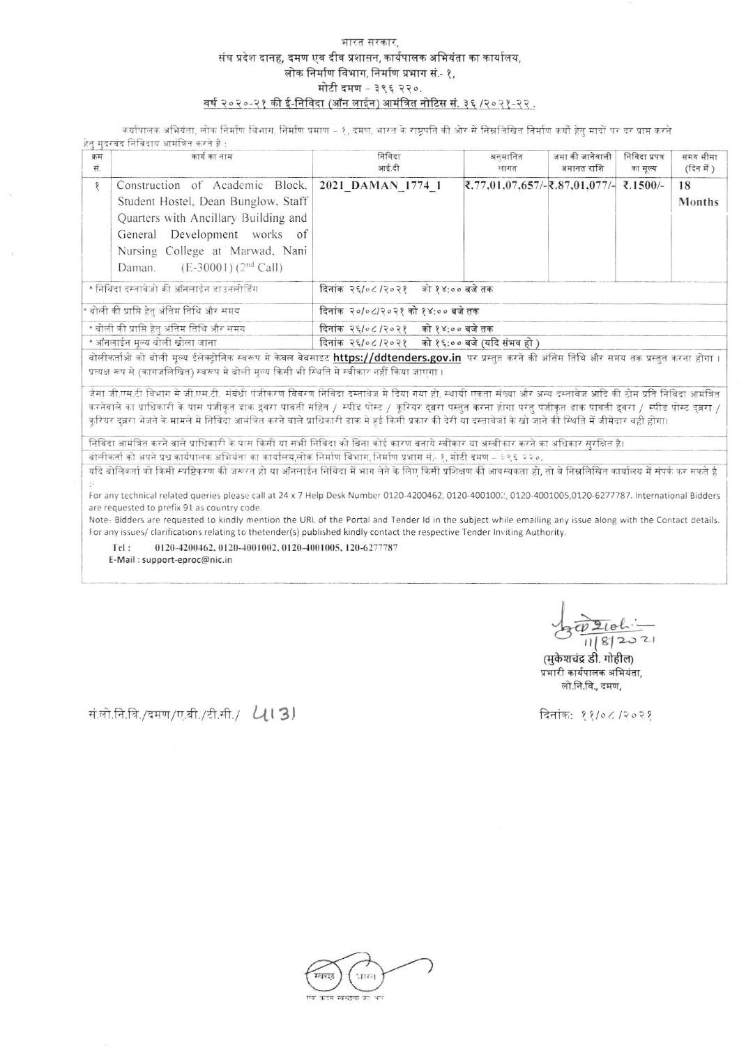भारत सरकार,

संघ प्रदेश दानह, दमण एवं दीव प्रशासन, कार्यपालक अभियंता का कार्यालय,

लोक निर्माण विभाग, निर्माण प्रभाग सं.- १,

मोटी दमण - ३९६ २२०.

**वर्ष २०२०-२१ की ई-निविदा (ऑन लाईन) आमंत्रित नोटिस सं. ३६ /२०२१-२२ .**

कार्यपालक अभियंता, लोक निर्माण विभाग, निर्माण प्रभाग - १, दमण, भारत के राष्ट्रपति की ओर से निम्नलिखित निर्माण कार्यों हेतु मदों पर दर प्राप्त करने हेतु मुहरबंद निविदाएं आमंत्रित करते हैं :

| क्रम सं. | कार्य का नाम | निविदा आई.डी | अनुमानित लागत | जमा की जानेवाली जमानत राशि | निविदा प्रपत्र का मूल्य | समय सीमा (दिन में ) |
|---|---|---|---|---|---|---|
| १ | Construction of Academic Block, Student Hostel, Dean Bunglow, Staff Quarters with Ancillary Building and General Development works of Nursing College at Marwad, Nani Daman. (E-30001) (2nd Call) | 2021_DAMAN_1774_1 | ₹.77,01,07,657/- | ₹.87,01,077/- | ₹.1500/- | 18 Months |
| * निविदा दस्तावेजो की ऑनलाईन डाउनलोडिंग | | दिनांक २६/०८/२०२१ को १४:०० बजे तक | | | | |
| * बोली की प्राप्ति हेतु अंतिम तिथि और समय | | दिनांक २०/०८/२०२१ को १४:०० बजे तक | | | | |
| * बोली की प्राप्ति हेतु अंतिम तिथि और समय | | दिनांक २६/०८/२०२१ को १४:०० बजे तक | | | | |
| * ऑनलाईन मूल्य बोली खोला जाना | | दिनांक २६/०८/२०२१ को १६:०० बजे (यदि संभव हो ) | | | | |

बोलीकर्ताओ को बोली मूल्य ईलेक्ट्रोनिक स्वरूप मे केवल वेबसाइट **https://ddtenders.gov.in** पर प्रस्तुत करने की अंतिम तिथि और समय तक प्रस्तुत करना होगा। प्रत्यक्ष रूप से (कागजलिखित) स्वरूप मे बोली मूल्य किसी भी स्थिति मे स्वीकार नहीं किया जाएगा।

जैसा जी.एस.टी विभाग से जी.एस.टी. संबंधी पंजीकरण विवरण निविदा दस्तावेज मे दिया गया हो, स्थायी एकता संख्या और अन्य दस्तावेज आदि की ठोस प्रति निविदा आमंत्रित करनेवाले का प्राधिकारी के पास पंजीकृत डाक द्वारा पावती सहित / स्पीड पोस्ट / कूरियर द्वारा प्रस्तुत करना होगा परंतु पंजीकृत डाक पावती द्वारा / स्पीड पोस्ट द्वारा / कूरियर द्वारा भेजने के मामले मे निविदा आमंत्रित करने वाले प्राधिकारी डाक मे हुई किसी प्रकार की देरी या दस्तावेजों के खो जाने की स्थिति में जीमेदार नही होगा।

निविदा आमंत्रित करने वाले प्राधिकारी के पास किसी या सभी निविदा को बिना कोई कारण बताये स्वीकार या अस्वीकार करने का अधिकार सुरक्षित है।

बोलीकर्ता को अपने प्रश्न कार्यपालक अभियंता का कार्यालय,लोक निर्माण विभाग, निर्माण प्रभाग सं.- १, मोटी दमण - ३९६ २२०.

यदि बोलिकर्ता को किसी स्पष्टिकरण की जरूरत हो या ऑनलाईन निविदा में भाग लेने के लिए किसी प्रशिक्षण की आवश्यकता हो, तो वे निम्नलिखित कार्यालय में संपर्क कर सकते है :-

For any technical related queries please call at 24 x 7 Help Desk Number 0120-4200462, 0120-4001002, 0120-4001005,0120-6277787. International Bidders are requested to prefix 91 as country code.

Note- Bidders are requested to kindly mention the URL of the Portal and Tender Id in the subject while emailing any issue along with the Contact details. For any issues/ clarifications relating to thetender(s) published kindly contact the respective Tender Inviting Authority.

Tel : 0120-4200462, 0120-4001002, 0120-4001005, 120-6277787

E-Mail : support-eproc@nic.in

11/8/2021

(मुकेशचंद्र डी. गोहील)

प्रभारी कार्यपालक अभियंता,

लो.नि.वि., दमण,

सं.लो.नि.वि./दमण/ए.बी./टी.सी./ 4131

दिनांक: ११/०८/२०२१